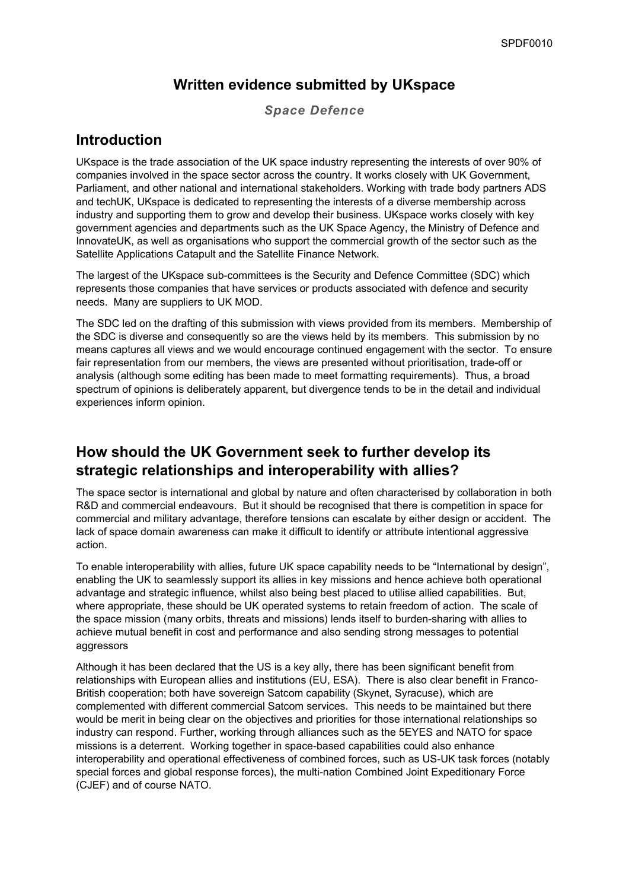# Written evidence submitted by UKspace

***Space Defence***

## Introduction

UKspace is the trade association of the UK space industry representing the interests of over 90% of companies involved in the space sector across the country. It works closely with UK Government, Parliament, and other national and international stakeholders. Working with trade body partners ADS and techUK, UKspace is dedicated to representing the interests of a diverse membership across industry and supporting them to grow and develop their business. UKspace works closely with key government agencies and departments such as the UK Space Agency, the Ministry of Defence and InnovateUK, as well as organisations who support the commercial growth of the sector such as the Satellite Applications Catapult and the Satellite Finance Network.

The largest of the UKspace sub-committees is the Security and Defence Committee (SDC) which represents those companies that have services or products associated with defence and security needs. Many are suppliers to UK MOD.

The SDC led on the drafting of this submission with views provided from its members. Membership of the SDC is diverse and consequently so are the views held by its members. This submission by no means captures all views and we would encourage continued engagement with the sector. To ensure fair representation from our members, the views are presented without prioritisation, trade-off or analysis (although some editing has been made to meet formatting requirements). Thus, a broad spectrum of opinions is deliberately apparent, but divergence tends to be in the detail and individual experiences inform opinion.

## How should the UK Government seek to further develop its strategic relationships and interoperability with allies?

The space sector is international and global by nature and often characterised by collaboration in both R&D and commercial endeavours. But it should be recognised that there is competition in space for commercial and military advantage, therefore tensions can escalate by either design or accident. The lack of space domain awareness can make it difficult to identify or attribute intentional aggressive action.

To enable interoperability with allies, future UK space capability needs to be "International by design", enabling the UK to seamlessly support its allies in key missions and hence achieve both operational advantage and strategic influence, whilst also being best placed to utilise allied capabilities. But, where appropriate, these should be UK operated systems to retain freedom of action. The scale of the space mission (many orbits, threats and missions) lends itself to burden-sharing with allies to achieve mutual benefit in cost and performance and also sending strong messages to potential aggressors

Although it has been declared that the US is a key ally, there has been significant benefit from relationships with European allies and institutions (EU, ESA). There is also clear benefit in Franco-British cooperation; both have sovereign Satcom capability (Skynet, Syracuse), which are complemented with different commercial Satcom services. This needs to be maintained but there would be merit in being clear on the objectives and priorities for those international relationships so industry can respond. Further, working through alliances such as the 5EYES and NATO for space missions is a deterrent. Working together in space-based capabilities could also enhance interoperability and operational effectiveness of combined forces, such as US-UK task forces (notably special forces and global response forces), the multi-nation Combined Joint Expeditionary Force (CJEF) and of course NATO.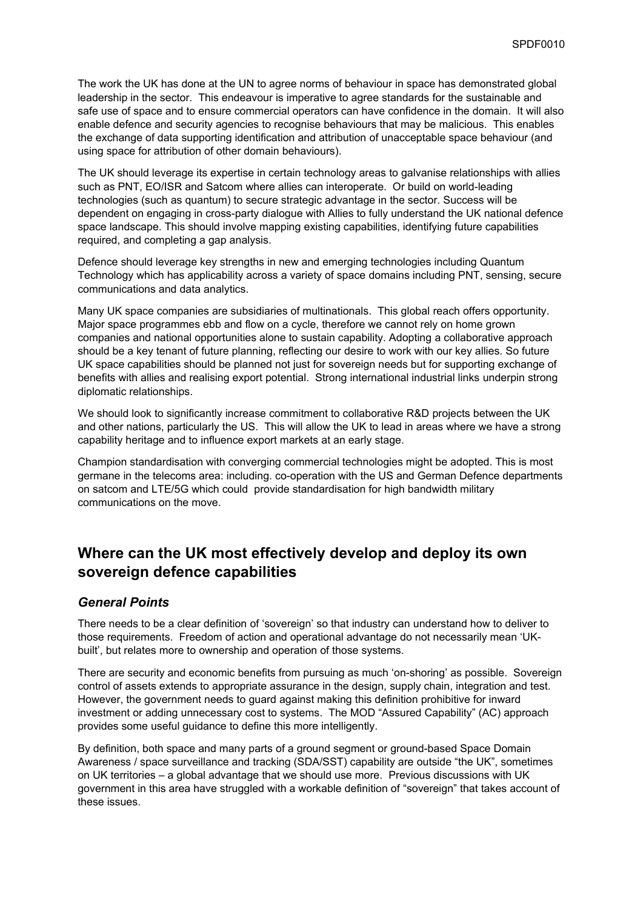The work the UK has done at the UN to agree norms of behaviour in space has demonstrated global leadership in the sector. This endeavour is imperative to agree standards for the sustainable and safe use of space and to ensure commercial operators can have confidence in the domain. It will also enable defence and security agencies to recognise behaviours that may be malicious. This enables the exchange of data supporting identification and attribution of unacceptable space behaviour (and using space for attribution of other domain behaviours).

The UK should leverage its expertise in certain technology areas to galvanise relationships with allies such as PNT, EO/ISR and Satcom where allies can interoperate. Or build on world-leading technologies (such as quantum) to secure strategic advantage in the sector. Success will be dependent on engaging in cross-party dialogue with Allies to fully understand the UK national defence space landscape. This should involve mapping existing capabilities, identifying future capabilities required, and completing a gap analysis.

Defence should leverage key strengths in new and emerging technologies including Quantum Technology which has applicability across a variety of space domains including PNT, sensing, secure communications and data analytics.

Many UK space companies are subsidiaries of multinationals. This global reach offers opportunity. Major space programmes ebb and flow on a cycle, therefore we cannot rely on home grown companies and national opportunities alone to sustain capability. Adopting a collaborative approach should be a key tenant of future planning, reflecting our desire to work with our key allies. So future UK space capabilities should be planned not just for sovereign needs but for supporting exchange of benefits with allies and realising export potential. Strong international industrial links underpin strong diplomatic relationships.

We should look to significantly increase commitment to collaborative R&D projects between the UK and other nations, particularly the US. This will allow the UK to lead in areas where we have a strong capability heritage and to influence export markets at an early stage.

Champion standardisation with converging commercial technologies might be adopted. This is most germane in the telecoms area: including. co-operation with the US and German Defence departments on satcom and LTE/5G which could provide standardisation for high bandwidth military communications on the move.

## Where can the UK most effectively develop and deploy its own sovereign defence capabilities

### *General Points*

There needs to be a clear definition of 'sovereign' so that industry can understand how to deliver to those requirements. Freedom of action and operational advantage do not necessarily mean 'UK-built', but relates more to ownership and operation of those systems.

There are security and economic benefits from pursuing as much 'on-shoring' as possible. Sovereign control of assets extends to appropriate assurance in the design, supply chain, integration and test. However, the government needs to guard against making this definition prohibitive for inward investment or adding unnecessary cost to systems. The MOD "Assured Capability" (AC) approach provides some useful guidance to define this more intelligently.

By definition, both space and many parts of a ground segment or ground-based Space Domain Awareness / space surveillance and tracking (SDA/SST) capability are outside "the UK", sometimes on UK territories – a global advantage that we should use more. Previous discussions with UK government in this area have struggled with a workable definition of "sovereign" that takes account of these issues.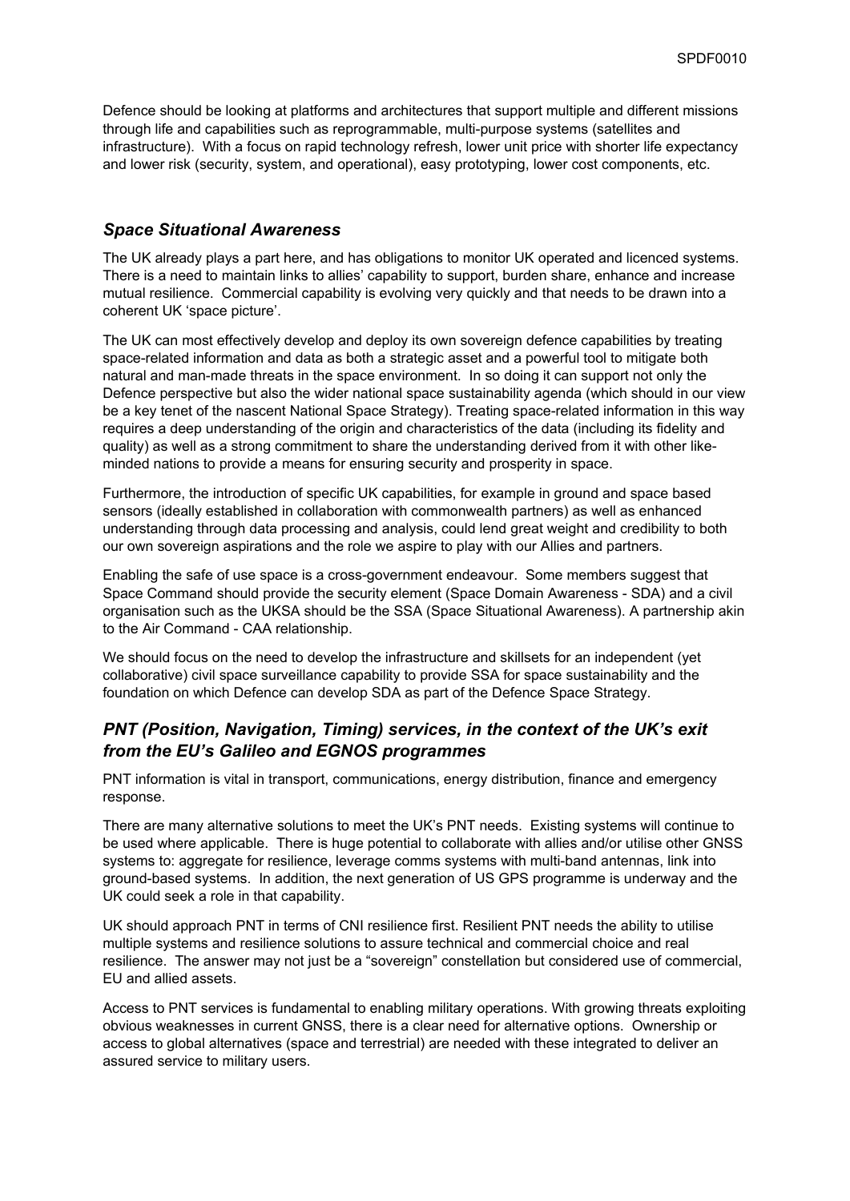Defence should be looking at platforms and architectures that support multiple and different missions through life and capabilities such as reprogrammable, multi-purpose systems (satellites and infrastructure). With a focus on rapid technology refresh, lower unit price with shorter life expectancy and lower risk (security, system, and operational), easy prototyping, lower cost components, etc.

## *Space Situational Awareness*

The UK already plays a part here, and has obligations to monitor UK operated and licenced systems. There is a need to maintain links to allies' capability to support, burden share, enhance and increase mutual resilience. Commercial capability is evolving very quickly and that needs to be drawn into a coherent UK 'space picture'.

The UK can most effectively develop and deploy its own sovereign defence capabilities by treating space-related information and data as both a strategic asset and a powerful tool to mitigate both natural and man-made threats in the space environment. In so doing it can support not only the Defence perspective but also the wider national space sustainability agenda (which should in our view be a key tenet of the nascent National Space Strategy). Treating space-related information in this way requires a deep understanding of the origin and characteristics of the data (including its fidelity and quality) as well as a strong commitment to share the understanding derived from it with other like-minded nations to provide a means for ensuring security and prosperity in space.

Furthermore, the introduction of specific UK capabilities, for example in ground and space based sensors (ideally established in collaboration with commonwealth partners) as well as enhanced understanding through data processing and analysis, could lend great weight and credibility to both our own sovereign aspirations and the role we aspire to play with our Allies and partners.

Enabling the safe of use space is a cross-government endeavour. Some members suggest that Space Command should provide the security element (Space Domain Awareness - SDA) and a civil organisation such as the UKSA should be the SSA (Space Situational Awareness). A partnership akin to the Air Command - CAA relationship.

We should focus on the need to develop the infrastructure and skillsets for an independent (yet collaborative) civil space surveillance capability to provide SSA for space sustainability and the foundation on which Defence can develop SDA as part of the Defence Space Strategy.

## *PNT (Position, Navigation, Timing) services, in the context of the UK's exit from the EU's Galileo and EGNOS programmes*

PNT information is vital in transport, communications, energy distribution, finance and emergency response.

There are many alternative solutions to meet the UK's PNT needs. Existing systems will continue to be used where applicable. There is huge potential to collaborate with allies and/or utilise other GNSS systems to: aggregate for resilience, leverage comms systems with multi-band antennas, link into ground-based systems. In addition, the next generation of US GPS programme is underway and the UK could seek a role in that capability.

UK should approach PNT in terms of CNI resilience first. Resilient PNT needs the ability to utilise multiple systems and resilience solutions to assure technical and commercial choice and real resilience. The answer may not just be a "sovereign" constellation but considered use of commercial, EU and allied assets.

Access to PNT services is fundamental to enabling military operations. With growing threats exploiting obvious weaknesses in current GNSS, there is a clear need for alternative options. Ownership or access to global alternatives (space and terrestrial) are needed with these integrated to deliver an assured service to military users.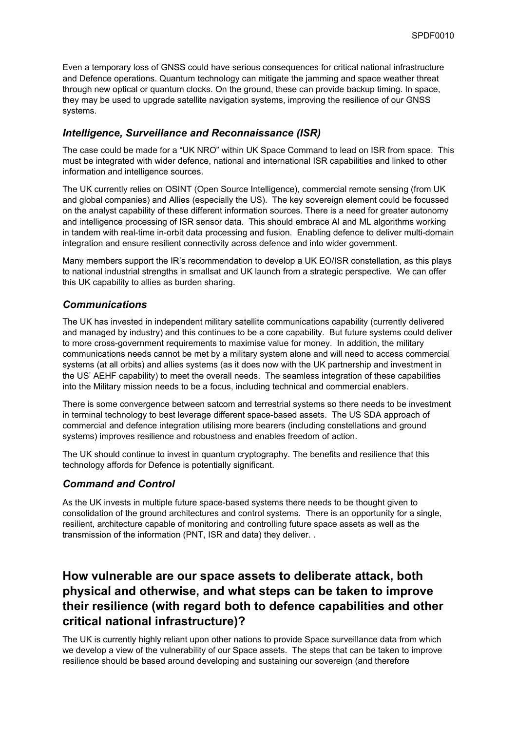Even a temporary loss of GNSS could have serious consequences for critical national infrastructure and Defence operations. Quantum technology can mitigate the jamming and space weather threat through new optical or quantum clocks. On the ground, these can provide backup timing. In space, they may be used to upgrade satellite navigation systems, improving the resilience of our GNSS systems.

### *Intelligence, Surveillance and Reconnaissance (ISR)*

The case could be made for a "UK NRO" within UK Space Command to lead on ISR from space. This must be integrated with wider defence, national and international ISR capabilities and linked to other information and intelligence sources.

The UK currently relies on OSINT (Open Source Intelligence), commercial remote sensing (from UK and global companies) and Allies (especially the US). The key sovereign element could be focussed on the analyst capability of these different information sources. There is a need for greater autonomy and intelligence processing of ISR sensor data. This should embrace AI and ML algorithms working in tandem with real-time in-orbit data processing and fusion. Enabling defence to deliver multi-domain integration and ensure resilient connectivity across defence and into wider government.

Many members support the IR's recommendation to develop a UK EO/ISR constellation, as this plays to national industrial strengths in smallsat and UK launch from a strategic perspective. We can offer this UK capability to allies as burden sharing.

### *Communications*

The UK has invested in independent military satellite communications capability (currently delivered and managed by industry) and this continues to be a core capability. But future systems could deliver to more cross-government requirements to maximise value for money. In addition, the military communications needs cannot be met by a military system alone and will need to access commercial systems (at all orbits) and allies systems (as it does now with the UK partnership and investment in the US' AEHF capability) to meet the overall needs. The seamless integration of these capabilities into the Military mission needs to be a focus, including technical and commercial enablers.

There is some convergence between satcom and terrestrial systems so there needs to be investment in terminal technology to best leverage different space-based assets. The US SDA approach of commercial and defence integration utilising more bearers (including constellations and ground systems) improves resilience and robustness and enables freedom of action.

The UK should continue to invest in quantum cryptography. The benefits and resilience that this technology affords for Defence is potentially significant.

### *Command and Control*

As the UK invests in multiple future space-based systems there needs to be thought given to consolidation of the ground architectures and control systems. There is an opportunity for a single, resilient, architecture capable of monitoring and controlling future space assets as well as the transmission of the information (PNT, ISR and data) they deliver. .

## How vulnerable are our space assets to deliberate attack, both physical and otherwise, and what steps can be taken to improve their resilience (with regard both to defence capabilities and other critical national infrastructure)?

The UK is currently highly reliant upon other nations to provide Space surveillance data from which we develop a view of the vulnerability of our Space assets. The steps that can be taken to improve resilience should be based around developing and sustaining our sovereign (and therefore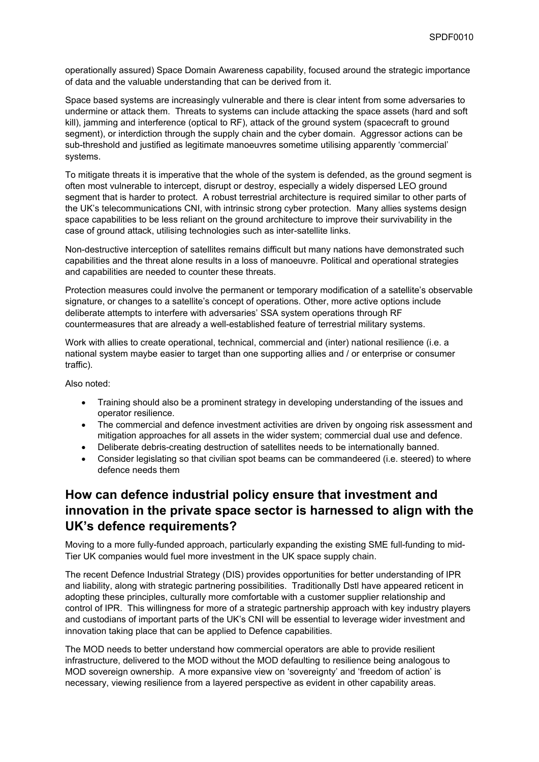operationally assured) Space Domain Awareness capability, focused around the strategic importance of data and the valuable understanding that can be derived from it.

Space based systems are increasingly vulnerable and there is clear intent from some adversaries to undermine or attack them. Threats to systems can include attacking the space assets (hard and soft kill), jamming and interference (optical to RF), attack of the ground system (spacecraft to ground segment), or interdiction through the supply chain and the cyber domain. Aggressor actions can be sub-threshold and justified as legitimate manoeuvres sometime utilising apparently 'commercial' systems.

To mitigate threats it is imperative that the whole of the system is defended, as the ground segment is often most vulnerable to intercept, disrupt or destroy, especially a widely dispersed LEO ground segment that is harder to protect. A robust terrestrial architecture is required similar to other parts of the UK's telecommunications CNI, with intrinsic strong cyber protection. Many allies systems design space capabilities to be less reliant on the ground architecture to improve their survivability in the case of ground attack, utilising technologies such as inter-satellite links.

Non-destructive interception of satellites remains difficult but many nations have demonstrated such capabilities and the threat alone results in a loss of manoeuvre. Political and operational strategies and capabilities are needed to counter these threats.

Protection measures could involve the permanent or temporary modification of a satellite's observable signature, or changes to a satellite's concept of operations. Other, more active options include deliberate attempts to interfere with adversaries' SSA system operations through RF countermeasures that are already a well-established feature of terrestrial military systems.

Work with allies to create operational, technical, commercial and (inter) national resilience (i.e. a national system maybe easier to target than one supporting allies and / or enterprise or consumer traffic).

Also noted:

- Training should also be a prominent strategy in developing understanding of the issues and operator resilience.
- The commercial and defence investment activities are driven by ongoing risk assessment and mitigation approaches for all assets in the wider system; commercial dual use and defence.
- Deliberate debris-creating destruction of satellites needs to be internationally banned.
- Consider legislating so that civilian spot beams can be commandeered (i.e. steered) to where defence needs them

## How can defence industrial policy ensure that investment and innovation in the private space sector is harnessed to align with the UK's defence requirements?

Moving to a more fully-funded approach, particularly expanding the existing SME full-funding to mid-Tier UK companies would fuel more investment in the UK space supply chain.

The recent Defence Industrial Strategy (DIS) provides opportunities for better understanding of IPR and liability, along with strategic partnering possibilities. Traditionally Dstl have appeared reticent in adopting these principles, culturally more comfortable with a customer supplier relationship and control of IPR. This willingness for more of a strategic partnership approach with key industry players and custodians of important parts of the UK's CNI will be essential to leverage wider investment and innovation taking place that can be applied to Defence capabilities.

The MOD needs to better understand how commercial operators are able to provide resilient infrastructure, delivered to the MOD without the MOD defaulting to resilience being analogous to MOD sovereign ownership. A more expansive view on 'sovereignty' and 'freedom of action' is necessary, viewing resilience from a layered perspective as evident in other capability areas.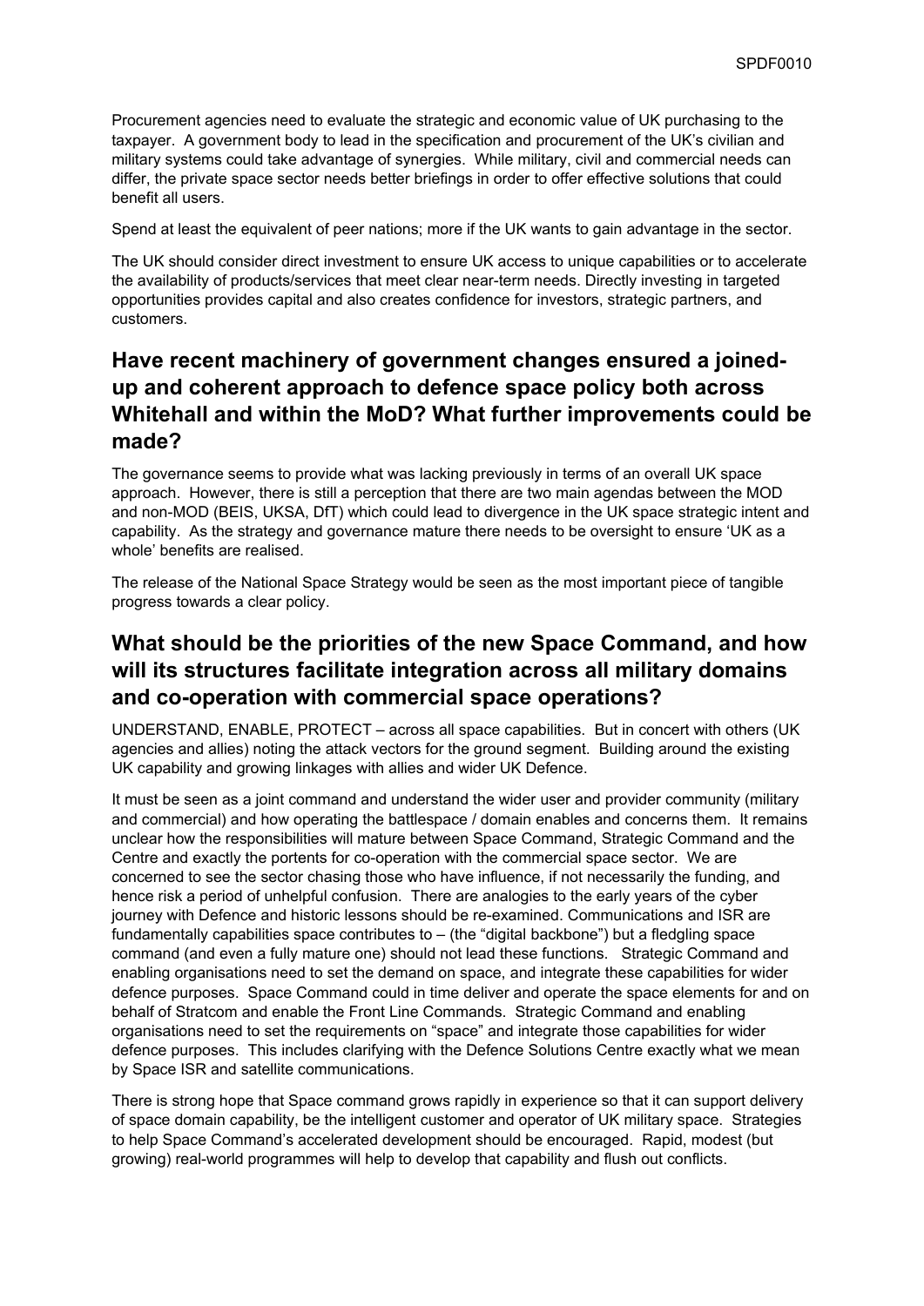Procurement agencies need to evaluate the strategic and economic value of UK purchasing to the taxpayer. A government body to lead in the specification and procurement of the UK's civilian and military systems could take advantage of synergies. While military, civil and commercial needs can differ, the private space sector needs better briefings in order to offer effective solutions that could benefit all users.

Spend at least the equivalent of peer nations; more if the UK wants to gain advantage in the sector.

The UK should consider direct investment to ensure UK access to unique capabilities or to accelerate the availability of products/services that meet clear near-term needs. Directly investing in targeted opportunities provides capital and also creates confidence for investors, strategic partners, and customers.

## Have recent machinery of government changes ensured a joined-up and coherent approach to defence space policy both across Whitehall and within the MoD? What further improvements could be made?

The governance seems to provide what was lacking previously in terms of an overall UK space approach. However, there is still a perception that there are two main agendas between the MOD and non-MOD (BEIS, UKSA, DfT) which could lead to divergence in the UK space strategic intent and capability. As the strategy and governance mature there needs to be oversight to ensure 'UK as a whole' benefits are realised.

The release of the National Space Strategy would be seen as the most important piece of tangible progress towards a clear policy.

## What should be the priorities of the new Space Command, and how will its structures facilitate integration across all military domains and co-operation with commercial space operations?

UNDERSTAND, ENABLE, PROTECT – across all space capabilities. But in concert with others (UK agencies and allies) noting the attack vectors for the ground segment. Building around the existing UK capability and growing linkages with allies and wider UK Defence.

It must be seen as a joint command and understand the wider user and provider community (military and commercial) and how operating the battlespace / domain enables and concerns them. It remains unclear how the responsibilities will mature between Space Command, Strategic Command and the Centre and exactly the portents for co-operation with the commercial space sector. We are concerned to see the sector chasing those who have influence, if not necessarily the funding, and hence risk a period of unhelpful confusion. There are analogies to the early years of the cyber journey with Defence and historic lessons should be re-examined. Communications and ISR are fundamentally capabilities space contributes to – (the "digital backbone") but a fledgling space command (and even a fully mature one) should not lead these functions. Strategic Command and enabling organisations need to set the demand on space, and integrate these capabilities for wider defence purposes. Space Command could in time deliver and operate the space elements for and on behalf of Stratcom and enable the Front Line Commands. Strategic Command and enabling organisations need to set the requirements on "space" and integrate those capabilities for wider defence purposes. This includes clarifying with the Defence Solutions Centre exactly what we mean by Space ISR and satellite communications.

There is strong hope that Space command grows rapidly in experience so that it can support delivery of space domain capability, be the intelligent customer and operator of UK military space. Strategies to help Space Command's accelerated development should be encouraged. Rapid, modest (but growing) real-world programmes will help to develop that capability and flush out conflicts.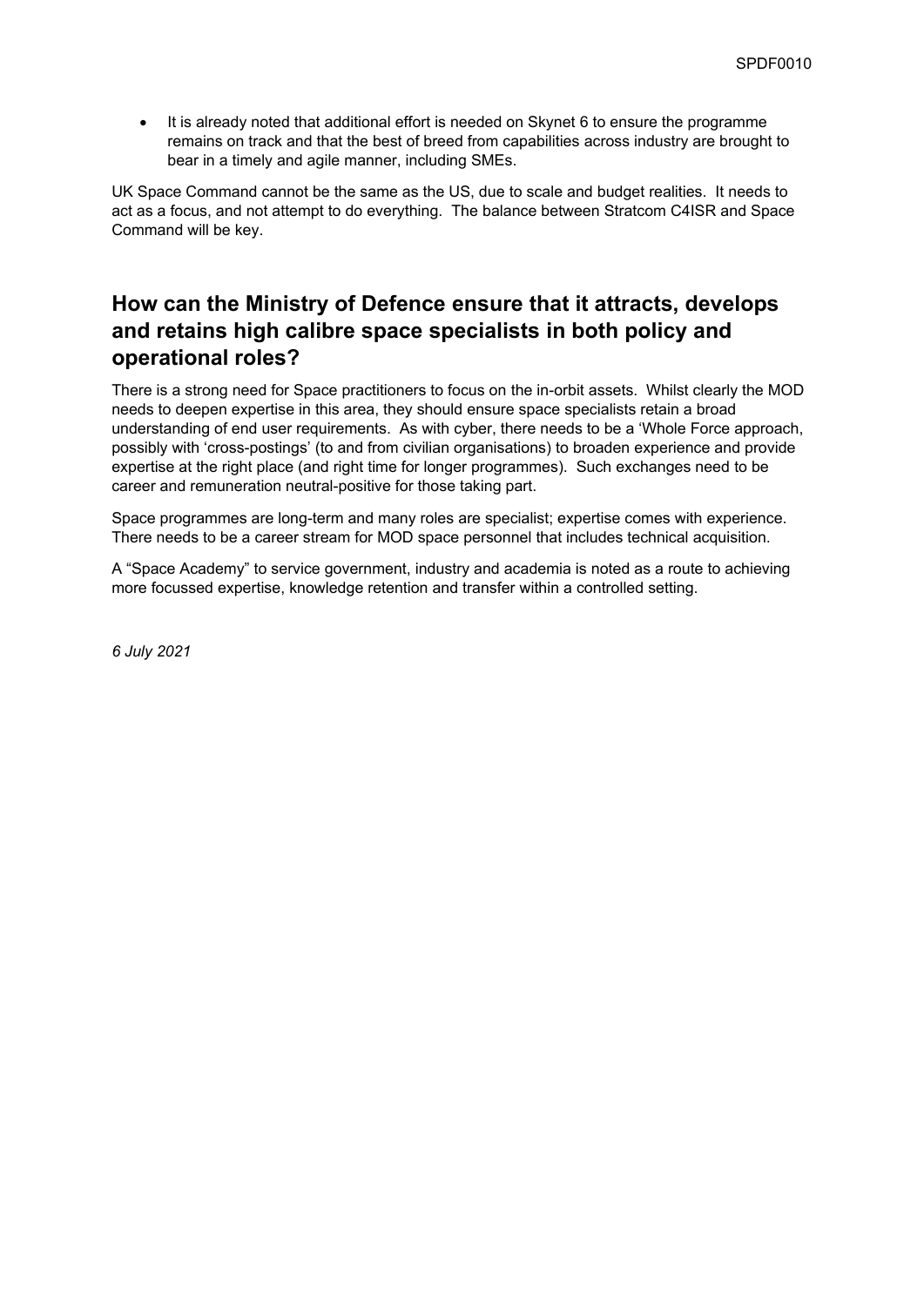- It is already noted that additional effort is needed on Skynet 6 to ensure the programme remains on track and that the best of breed from capabilities across industry are brought to bear in a timely and agile manner, including SMEs.

UK Space Command cannot be the same as the US, due to scale and budget realities. It needs to act as a focus, and not attempt to do everything. The balance between Stratcom C4ISR and Space Command will be key.

## How can the Ministry of Defence ensure that it attracts, develops and retains high calibre space specialists in both policy and operational roles?

There is a strong need for Space practitioners to focus on the in-orbit assets. Whilst clearly the MOD needs to deepen expertise in this area, they should ensure space specialists retain a broad understanding of end user requirements. As with cyber, there needs to be a 'Whole Force approach, possibly with 'cross-postings' (to and from civilian organisations) to broaden experience and provide expertise at the right place (and right time for longer programmes). Such exchanges need to be career and remuneration neutral-positive for those taking part.

Space programmes are long-term and many roles are specialist; expertise comes with experience. There needs to be a career stream for MOD space personnel that includes technical acquisition.

A "Space Academy" to service government, industry and academia is noted as a route to achieving more focussed expertise, knowledge retention and transfer within a controlled setting.

*6 July 2021*